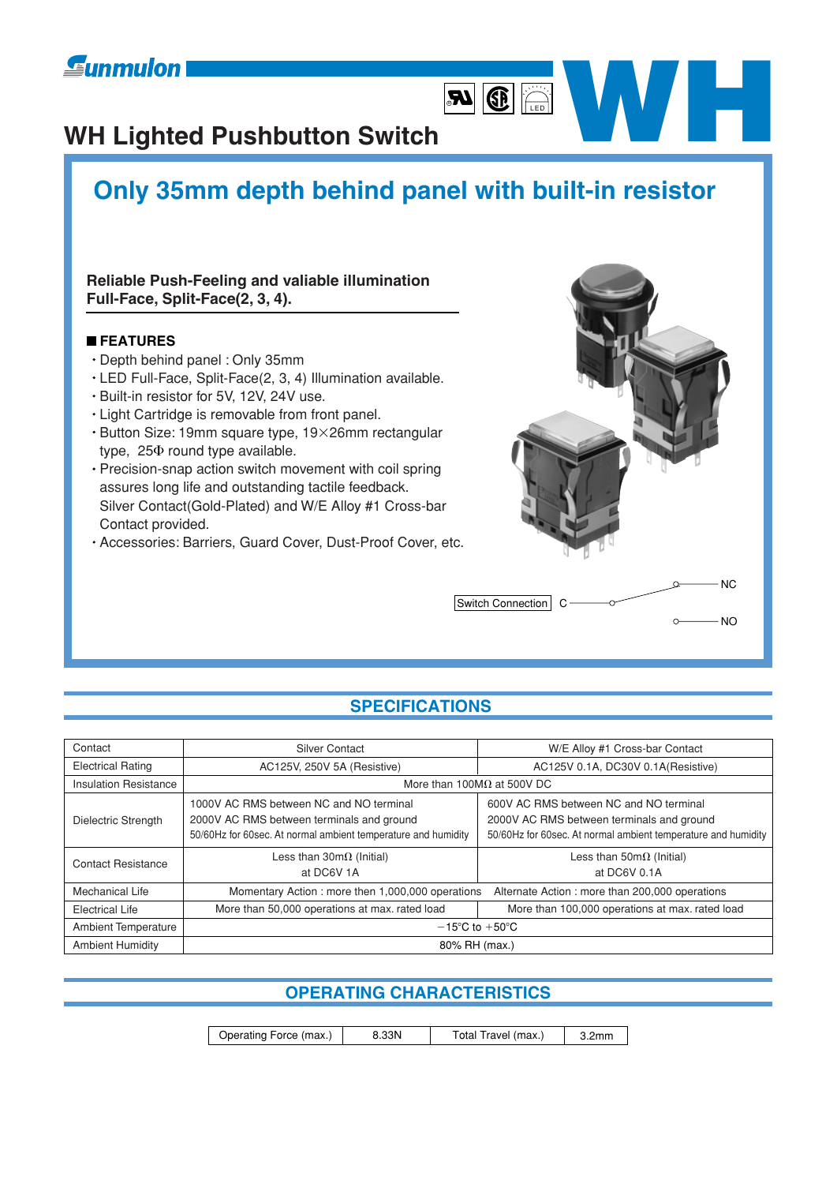# WH Lighted Pushbutton Switch

## Only 35mm depth behind panel with built-in resistor

**Reliable Push-Feeling and valiable illumination**
**Full-Face, Split-Face(2, 3, 4).**

### ■ FEATURES

- Depth behind panel : Only 35mm
- LED Full-Face, Split-Face(2, 3, 4) Illumination available.
- Built-in resistor for 5V, 12V, 24V use.
- Light Cartridge is removable from front panel.
- Button Size: 19mm square type, 19×26mm rectangular type, 25Φ round type available.
- Precision-snap action switch movement with coil spring assures long life and outstanding tactile feedback. Silver Contact(Gold-Plated) and W/E Alloy #1 Cross-bar Contact provided.
- Accessories: Barriers, Guard Cover, Dust-Proof Cover, etc.

Switch Connection
C
NC
NO

## SPECIFICATIONS

| | | |
|---|---|---|
| Contact | Silver Contact | W/E Alloy #1 Cross-bar Contact |
| Electrical Rating | AC125V, 250V 5A (Resistive) | AC125V 0.1A, DC30V 0.1A(Resistive) |
| Insulation Resistance | More than 100MΩ at 500V DC | |
| Dielectric Strength | 1000V AC RMS between NC and NO terminal<br>2000V AC RMS between terminals and ground<br>50/60Hz for 60sec. At normal ambient temperature and humidity | 600V AC RMS between NC and NO terminal<br>2000V AC RMS between terminals and ground<br>50/60Hz for 60sec. At normal ambient temperature and humidity |
| Contact Resistance | Less than 30mΩ (Initial)<br>at DC6V 1A | Less than 50mΩ (Initial)<br>at DC6V 0.1A |
| Mechanical Life | Momentary Action : more then 1,000,000 operations | Alternate Action : more than 200,000 operations |
| Electrical Life | More than 50,000 operations at max. rated load | More than 100,000 operations at max. rated load |
| Ambient Temperature | −15℃ to +50℃ | |
| Ambient Humidity | 80% RH (max.) | |

## OPERATING CHARACTERISTICS

| | | | |
|---|---|---|---|
| Operating Force (max.) | 8.33N | Total Travel (max.) | 3.2mm |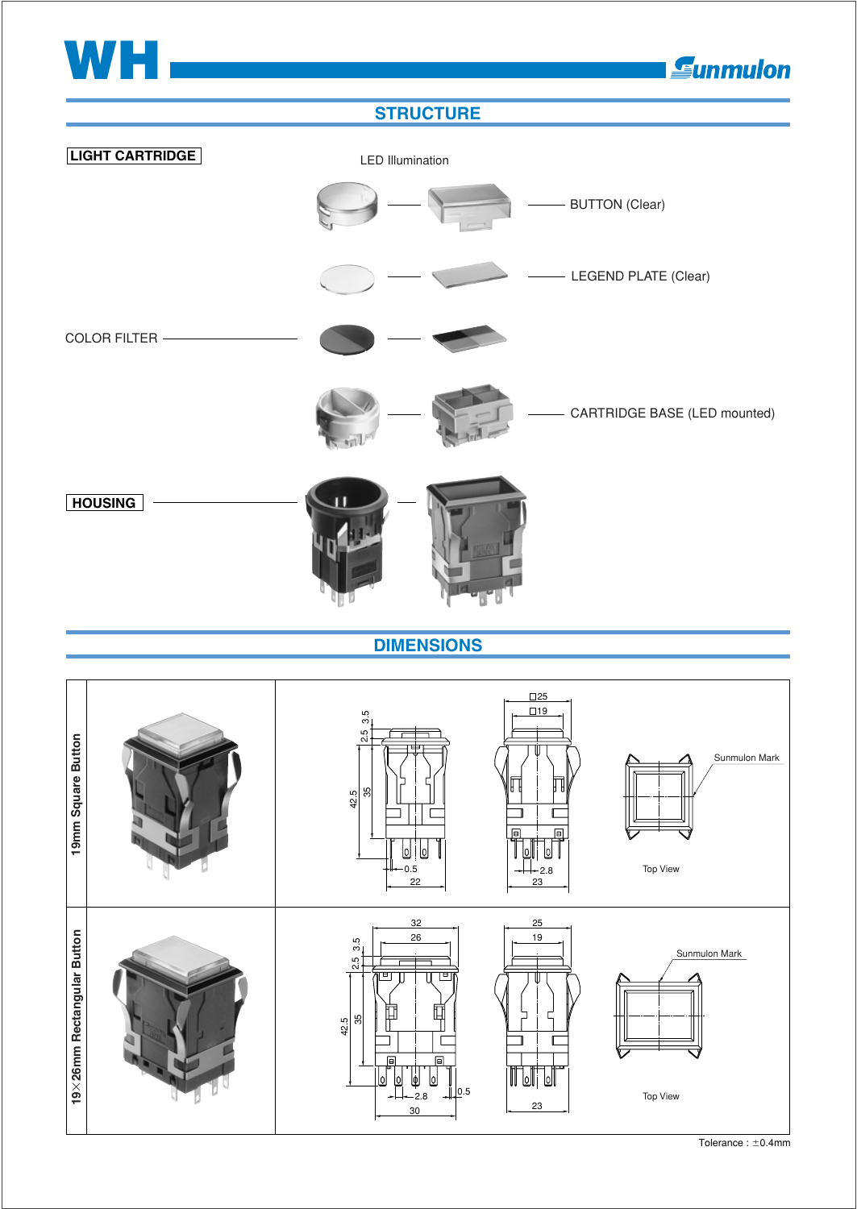# WH

## STRUCTURE

**LIGHT CARTRIDGE**

LED Illumination

BUTTON (Clear)

LEGEND PLATE (Clear)

COLOR FILTER

CARTRIDGE BASE (LED mounted)

**HOUSING**

## DIMENSIONS

**19mm Square Button**

□25
□19
3.5
2.5
42.5
35
0.5
22
2.8
23
Sunmulon Mark
Top View

**19×26mm Rectangular Button**

32
26
25
19
3.5
2.5
42.5
35
2.8
0.5
30
23
Sunmulon Mark
Top View

Tolerance : ±0.4mm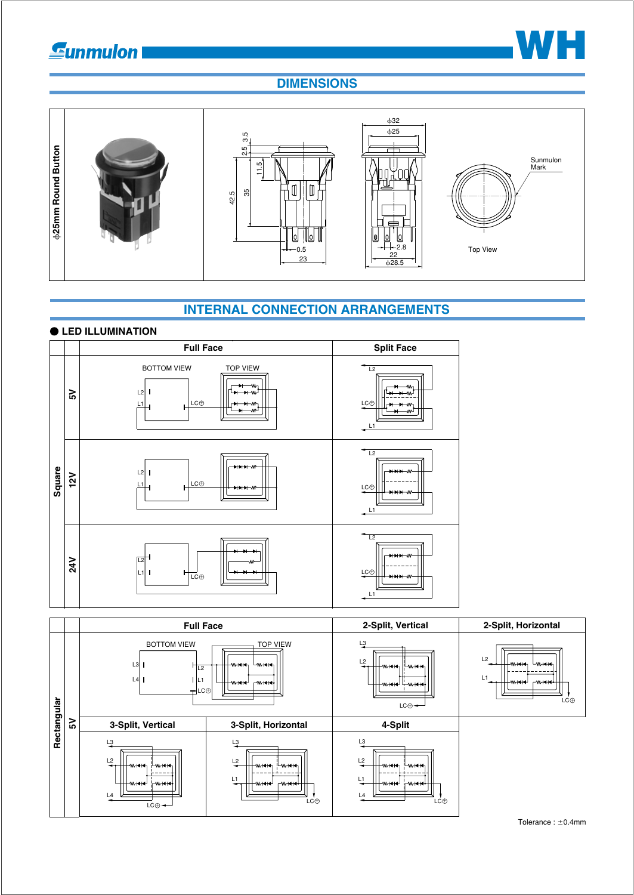**Sunmulon** **WH**

## DIMENSIONS

ϕ25mm Round Button

3.5
2.5
11.5
42.5
35
0.5
23

ϕ32
ϕ25
2.8
22
ϕ28.5

Sunmulon Mark

Top View

## INTERNAL CONNECTION ARRANGEMENTS

● **LED ILLUMINATION**

**Square**

| | | Full Face | Split Face |
|---|---|---|---|
| Square | 5V | BOTTOM VIEW / TOP VIEW<br>L2, L1, LC⊕ | L2, LC⊕, L1 |
| | 12V | L2, L1, LC⊕ | L2, LC⊕, L1 |
| | 24V | L2, L1, LC⊕ | L2, LC⊕, L1 |

**Rectangular**

| | | Full Face | 2-Split, Vertical | 2-Split, Horizontal |
|---|---|---|---|---|
| Rectangular | 5V | BOTTOM VIEW / TOP VIEW<br>L3, L4, L2, L1, LC⊕ | L3, L2, LC⊕ | L2, L1, LC⊕ |

| 3-Split, Vertical | 3-Split, Horizontal | 4-Split |
|---|---|---|
| L3, L2, L4, LC⊕ | L3, L2, L1, LC⊕ | L3, L2, L1, L4, LC⊕ |

Tolerance : ±0.4mm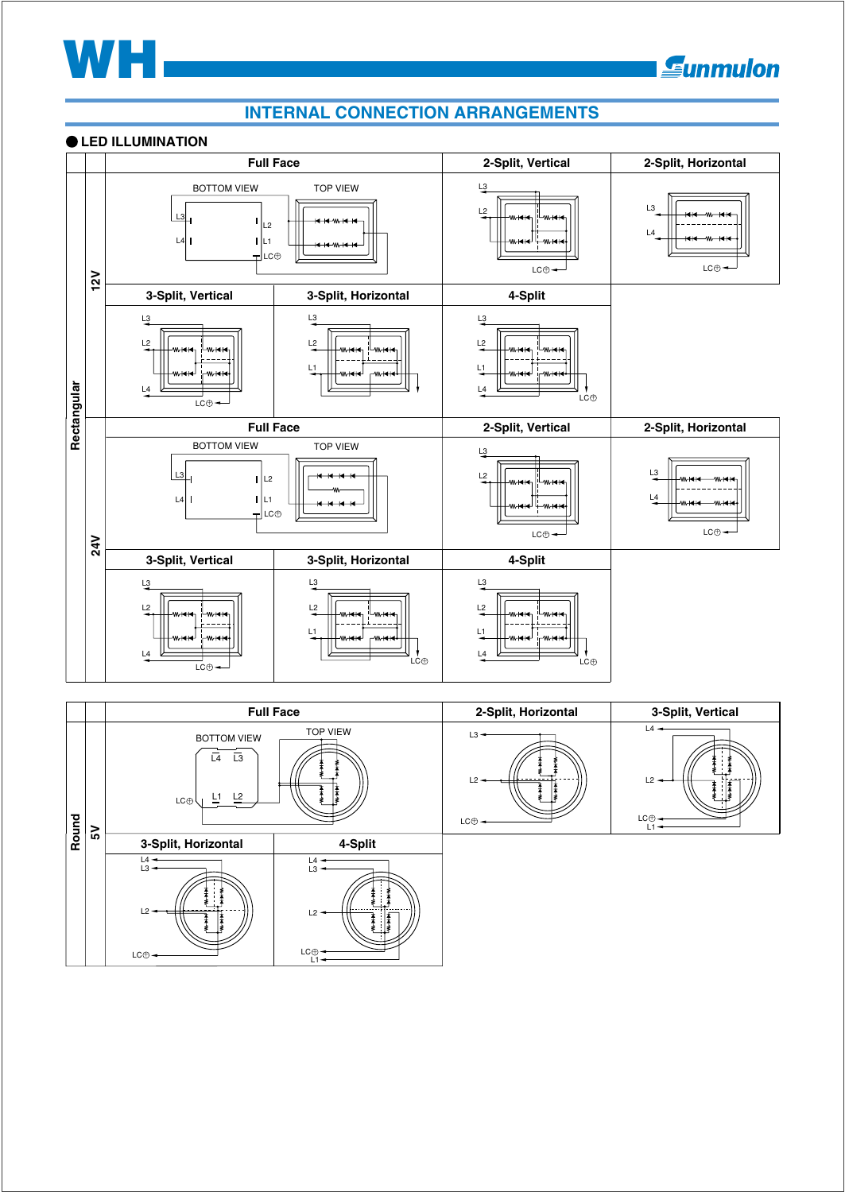# INTERNAL CONNECTION ARRANGEMENTS

## ● LED ILLUMINATION

### Rectangular — 12V

**Full Face**

BOTTOM VIEW

TOP VIEW

L3

L4

L2

L1

LC⊕

**2-Split, Vertical**

L3

L2

LC⊕

**2-Split, Horizontal**

L3

L4

LC⊕

**3-Split, Vertical**

L3

L2

L4

LC⊕

**3-Split, Horizontal**

L3

L2

L1

**4-Split**

L3

L2

L1

L4

LC⊕

### Rectangular — 24V

**Full Face**

BOTTOM VIEW

TOP VIEW

L3

L4

L2

L1

LC⊕

**2-Split, Vertical**

L3

L2

LC⊕

**2-Split, Horizontal**

L3

L4

LC⊕

**3-Split, Vertical**

L3

L2

L4

LC⊕

**3-Split, Horizontal**

L3

L2

L1

LC⊕

**4-Split**

L3

L2

L1

L4

LC⊕

### Round — 5V

**Full Face**

BOTTOM VIEW

TOP VIEW

L4 L3

LC⊕

L1 L2

**2-Split, Horizontal**

L3

L2

LC⊕

**3-Split, Vertical**

L4

L2

LC⊕

L1

**3-Split, Horizontal**

L4

L3

L2

LC⊕

**4-Split**

L4

L3

L2

LC⊕

L1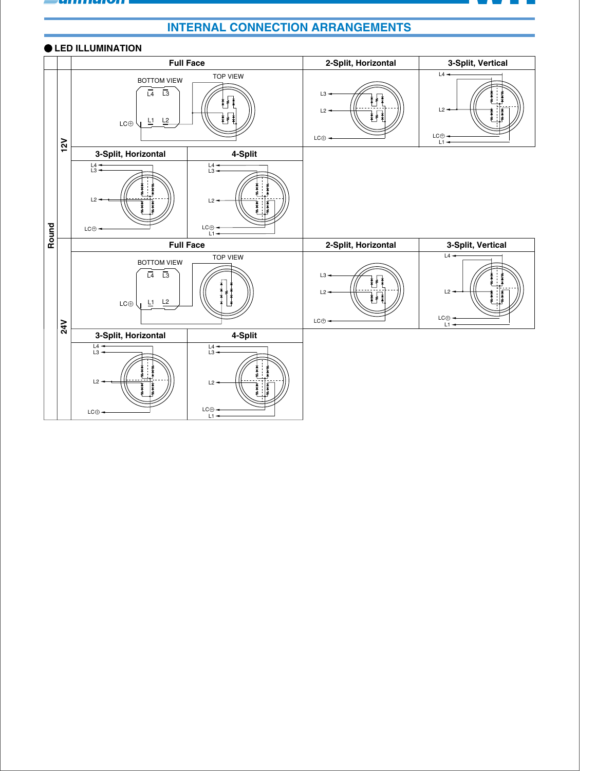## INTERNAL CONNECTION ARRANGEMENTS

### ● LED ILLUMINATION

Round

12V

Full Face

BOTTOM VIEW

TOP VIEW

L4 L3

L1 L2

LC⊕

2-Split, Horizontal

L3

L2

LC⊕

3-Split, Vertical

L4

L2

LC⊕

L1

3-Split, Horizontal

L4

L3

L2

LC⊕

4-Split

L4

L3

L2

LC⊕

L1

24V

Full Face

BOTTOM VIEW

TOP VIEW

L4 L3

L1 L2

LC⊕

2-Split, Horizontal

L3

L2

LC⊕

3-Split, Vertical

L4

L2

LC⊕

L1

3-Split, Horizontal

L4

L3

L2

LC⊕

4-Split

L4

L3

L2

LC⊕

L1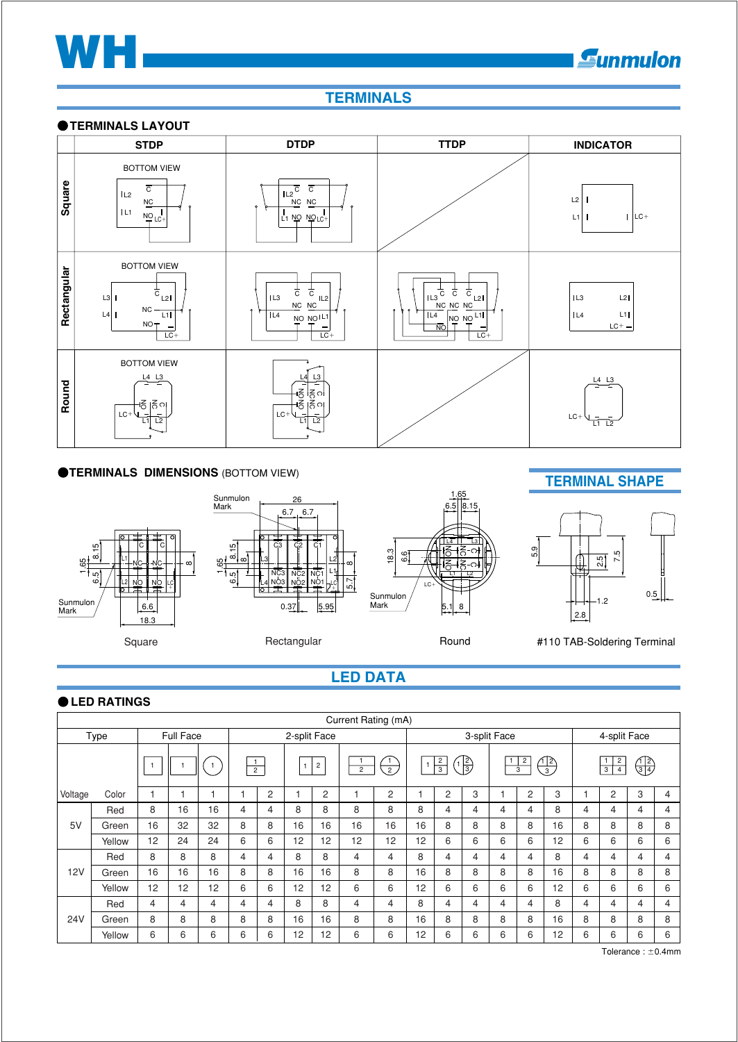# TERMINALS

## ● TERMINALS LAYOUT

| | STDP | DTDP | TTDP | INDICATOR |
|---|---|---|---|---|
| Square | BOTTOM VIEW L2 C NC L1 NO LC+ | L2 C C NC NC L1 NO NO LC+ | | L2 L1 LC+ |
| Rectangular | BOTTOM VIEW L3 C L2 NC L4 L1 NO LC+ | L3 C C L2 NC NC L4 NO NO L1 LC+ | L3 C C C L2 NC NC NC L4 NO NO NO L1 LC+ | L3 L2 L4 L1 LC+ |
| Round | BOTTOM VIEW L4 L3 NO NC C NO NC C LC+ L1 L2 | L4 L3 NO NC C NO NC C LC+ L1 L2 | | L4 L3 LC+ L1 L2 |

## ● TERMINALS DIMENSIONS (BOTTOM VIEW)

Sunmulon Mark
1.65 8.15 6.5 8 6.6 18.3 C C L1 NC NC L2 NO NO LC

Square

Sunmulon Mark
26 6.7 6.7 1.65 8.15 6.5 8 5.7 0.37 5.95 C3 C2 C1 L3 L2 NC3 NC2 NC1 L1 L4 NO3 NO2 NO1 LC

Rectangular

1.65 6.5 8.15 18.3 6.6 5.1 8 Sunmulon Mark L4 L3 LC+ L1 L2

Round

## TERMINAL SHAPE

5.9 2.5 7.5 1.2 2.8 0.5

#110 TAB-Soldering Terminal

# LED DATA

## ● LED RATINGS

| Type | | Current Rating (mA) | | | | | | | | | | | | | | | | | | |
|---|---|---|---|---|---|---|---|---|---|---|---|---|---|---|---|---|---|---|---|---|
| | | Full Face | | | 2-split Face | | | | | | 3-split Face | | | | | | 4-split Face | | | |
| Voltage | Color | 1 | 1 | 1 | 1 | 2 | 1 | 2 | 1 | 2 | 1 | 2 | 3 | 1 | 2 | 3 | 1 | 2 | 3 | 4 |
| 5V | Red | 8 | 16 | 16 | 4 | 4 | 8 | 8 | 8 | 8 | 8 | 4 | 4 | 4 | 4 | 8 | 4 | 4 | 4 | 4 |
| | Green | 16 | 32 | 32 | 8 | 8 | 16 | 16 | 16 | 16 | 16 | 8 | 8 | 8 | 8 | 16 | 8 | 8 | 8 | 8 |
| | Yellow | 12 | 24 | 24 | 6 | 6 | 12 | 12 | 12 | 12 | 12 | 6 | 6 | 6 | 6 | 12 | 6 | 6 | 6 | 6 |
| 12V | Red | 8 | 8 | 8 | 4 | 4 | 8 | 8 | 4 | 4 | 8 | 4 | 4 | 4 | 4 | 8 | 4 | 4 | 4 | 4 |
| | Green | 16 | 16 | 16 | 8 | 8 | 16 | 16 | 8 | 8 | 16 | 8 | 8 | 8 | 8 | 16 | 8 | 8 | 8 | 8 |
| | Yellow | 12 | 12 | 12 | 6 | 6 | 12 | 12 | 6 | 6 | 12 | 6 | 6 | 6 | 6 | 12 | 6 | 6 | 6 | 6 |
| 24V | Red | 4 | 4 | 4 | 4 | 4 | 8 | 8 | 4 | 4 | 8 | 4 | 4 | 4 | 4 | 8 | 4 | 4 | 4 | 4 |
| | Green | 8 | 8 | 8 | 8 | 8 | 16 | 16 | 8 | 8 | 16 | 8 | 8 | 8 | 8 | 16 | 8 | 8 | 8 | 8 |
| | Yellow | 6 | 6 | 6 | 6 | 6 | 12 | 12 | 6 | 6 | 12 | 6 | 6 | 6 | 6 | 12 | 6 | 6 | 6 | 6 |

Tolerance : ±0.4mm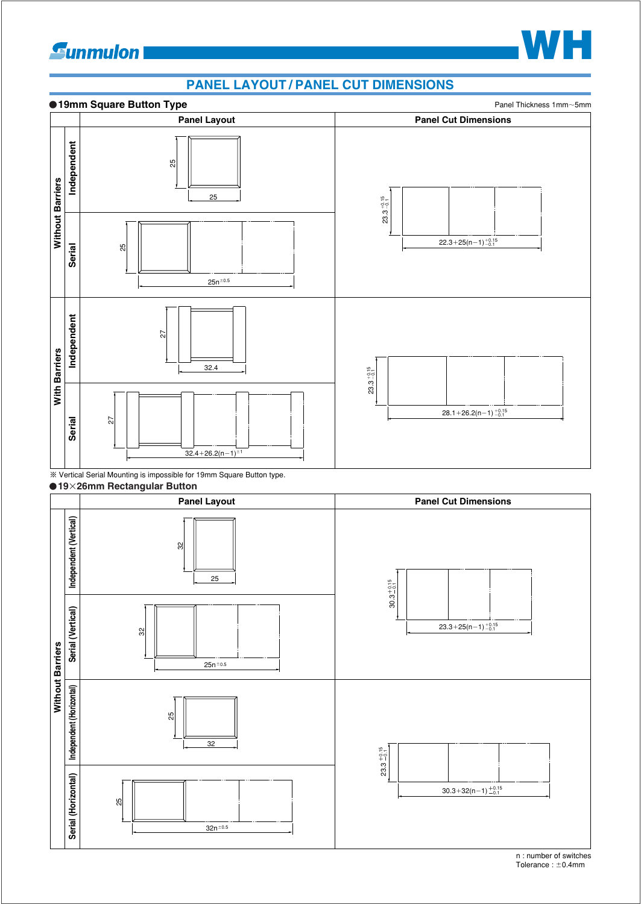# PANEL LAYOUT / PANEL CUT DIMENSIONS

## ●19mm Square Button Type

Panel Thickness 1mm～5mm

| | | Panel Layout | Panel Cut Dimensions |
|---|---|---|---|
| Without Barriers | Independent | 25 × 25 | $23.3^{+0.15}_{-0.1}$ × $22.3+25(n-1)^{+0.15}_{-0.1}$ |
| | Serial | 25 × $25n^{\pm0.5}$ | |
| With Barriers | Independent | 27 × 32.4 | $23.3^{+0.15}_{-0.1}$ × $28.1+26.2(n-1)^{+0.15}_{-0.1}$ |
| | Serial | 27 × $32.4+26.2(n-1)^{\pm1}$ | |

※ Vertical Serial Mounting is impossible for 19mm Square Button type.

## ●19×26mm Rectangular Button

| | | Panel Layout | Panel Cut Dimensions |
|---|---|---|---|
| Without Barriers | Independent (Vertical) | 32 × 25 | $30.3^{+0.15}_{-0.1}$ × $23.3+25(n-1)^{+0.15}_{-0.1}$ |
| | Serial (Vertical) | 32 × $25n^{\pm0.5}$ | |
| | Independent (Horizontal) | 25 × 32 | $23.3^{+0.15}_{-0.1}$ × $30.3+32(n-1)^{+0.15}_{-0.1}$ |
| | Serial (Horizontal) | 25 × $32n^{\pm0.5}$ | |

n : number of switches
Tolerance : ±0.4mm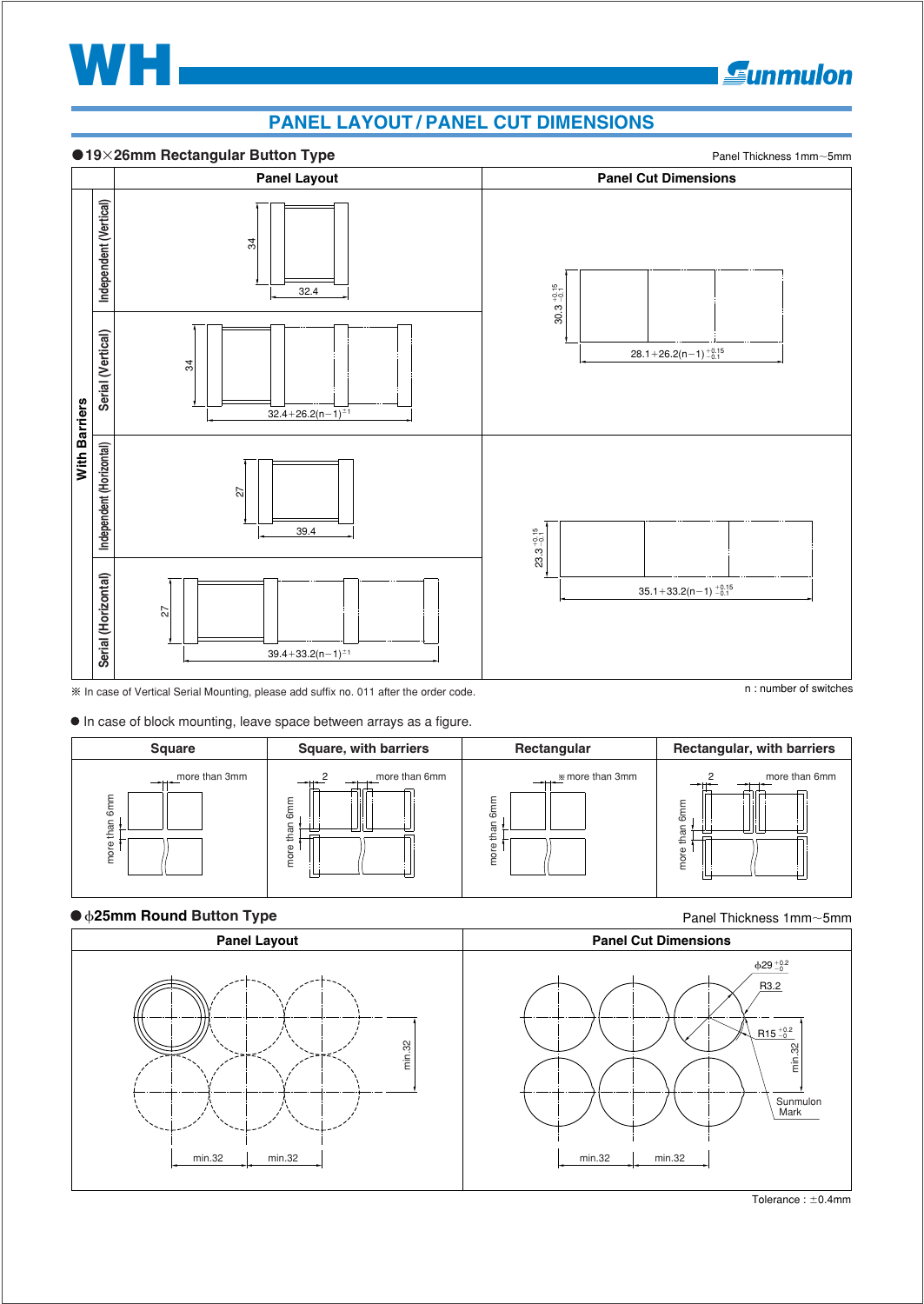## PANEL LAYOUT / PANEL CUT DIMENSIONS

### ● 19×26mm Rectangular Button Type

Panel Thickness 1mm~5mm

| With Barriers | | Panel Layout | Panel Cut Dimensions |
|---|---|---|---|
| | Independent (Vertical) | 34, 32.4 | $30.3\ ^{+0.15}_{-0.1}$, $28.1+26.2(n-1)\ ^{+0.15}_{-0.1}$ |
| | Serial (Vertical) | 34, $32.4+26.2(n-1)^{\pm1}$ | |
| | Independent (Horizontal) | 27, 39.4 | $23.3\ ^{+0.15}_{-0.1}$, $35.1+33.2(n-1)\ ^{+0.15}_{-0.1}$ |
| | Serial (Horizontal) | 27, $39.4+33.2(n-1)^{\pm1}$ | |

※ In case of Vertical Serial Mounting, please add suffix no. 011 after the order code.

n : number of switches

● In case of block mounting, leave space between arrays as a figure.

| Square | Square, with barriers | Rectangular | Rectangular, with barriers |
|---|---|---|---|
| more than 3mm, more than 6mm | 2, more than 6mm, more than 6mm | ※ more than 3mm, more than 6mm | 2, more than 6mm, more than 6mm |

### ● ϕ25mm Round Button Type

Panel Thickness 1mm~5mm

| Panel Layout | Panel Cut Dimensions |
|---|---|
| min.32, min.32, min.32 | $\phi29\ ^{+0.2}_{-0}$, R3.2, $R15\ ^{+0.2}_{-0}$, min.32, Sunmulon Mark, min.32, min.32 |

Tolerance : ±0.4mm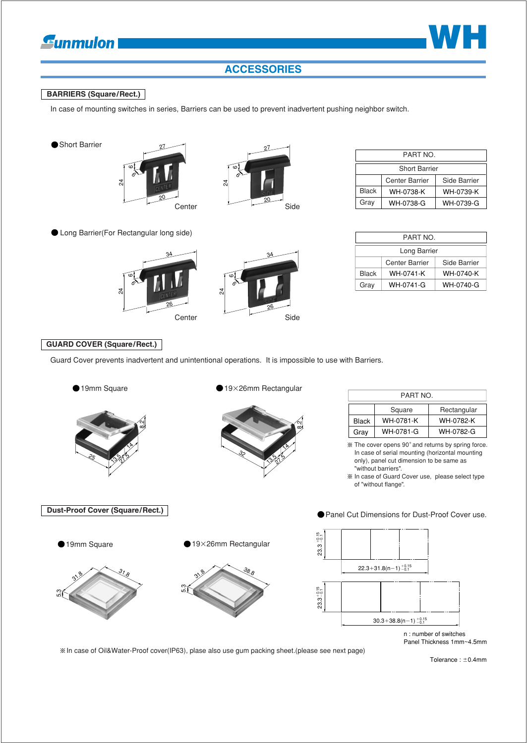# ACCESSORIES

## BARRIERS (Square/Rect.)

In case of mounting switches in series, Barriers can be used to prevent inadvertent pushing neighbor switch.

● Short Barrier

27
6
9
24
20
Center

27
6
9
24
20
Side

| PART NO. | | |
|---|---|---|
| Short Barrier | | |
| | Center Barrier | Side Barrier |
| Black | WH-0738-K | WH-0739-K |
| Gray | WH-0738-G | WH-0739-G |

● Long Barrier(For Rectangular long side)

34
6
9
24
26
Center

34
6
9
24
26
Side

| PART NO. | | |
|---|---|---|
| Long Barrier | | |
| | Center Barrier | Side Barrier |
| Black | WH-0741-K | WH-0740-K |
| Gray | WH-0741-G | WH-0740-G |

## GUARD COVER (Square/Rect.)

Guard Cover prevents inadvertent and unintentional operations. It is impossible to use with Barriers.

● 19mm Square

8.2
14
25
13.5
27.5

● 19×26mm Rectangular

8.2
14
32
13.5
27.5

| PART NO. | | |
|---|---|---|
| | Square | Rectangular |
| Black | WH-0781-K | WH-0782-K |
| Gray | WH-0781-G | WH-0782-G |

※ The cover opens 90° and returns by spring force. In case of serial mounting (horizontal mounting only), panel cut dimension to be same as "without barriers".

※ In case of Guard Cover use, please select type of "without flange".

## Dust-Proof Cover (Square/Rect.)

● 19mm Square

31.8
31.8
5.3

● 19×26mm Rectangular

31.8
38.8
5.3

● Panel Cut Dimensions for Dust-Proof Cover use.

$23.3^{+0.15}_{-0.1}$

$22.3+31.8(n-1)^{+0.15}_{-0.1}$

$23.3^{+0.15}_{-0.1}$

$30.3+38.8(n-1)^{+0.15}_{-0.1}$

n : number of switches
Panel Thickness 1mm~4.5mm

※ In case of Oil&Water-Proof cover(IP63), plase also use gum packing sheet.(please see next page)

Tolerance : ±0.4mm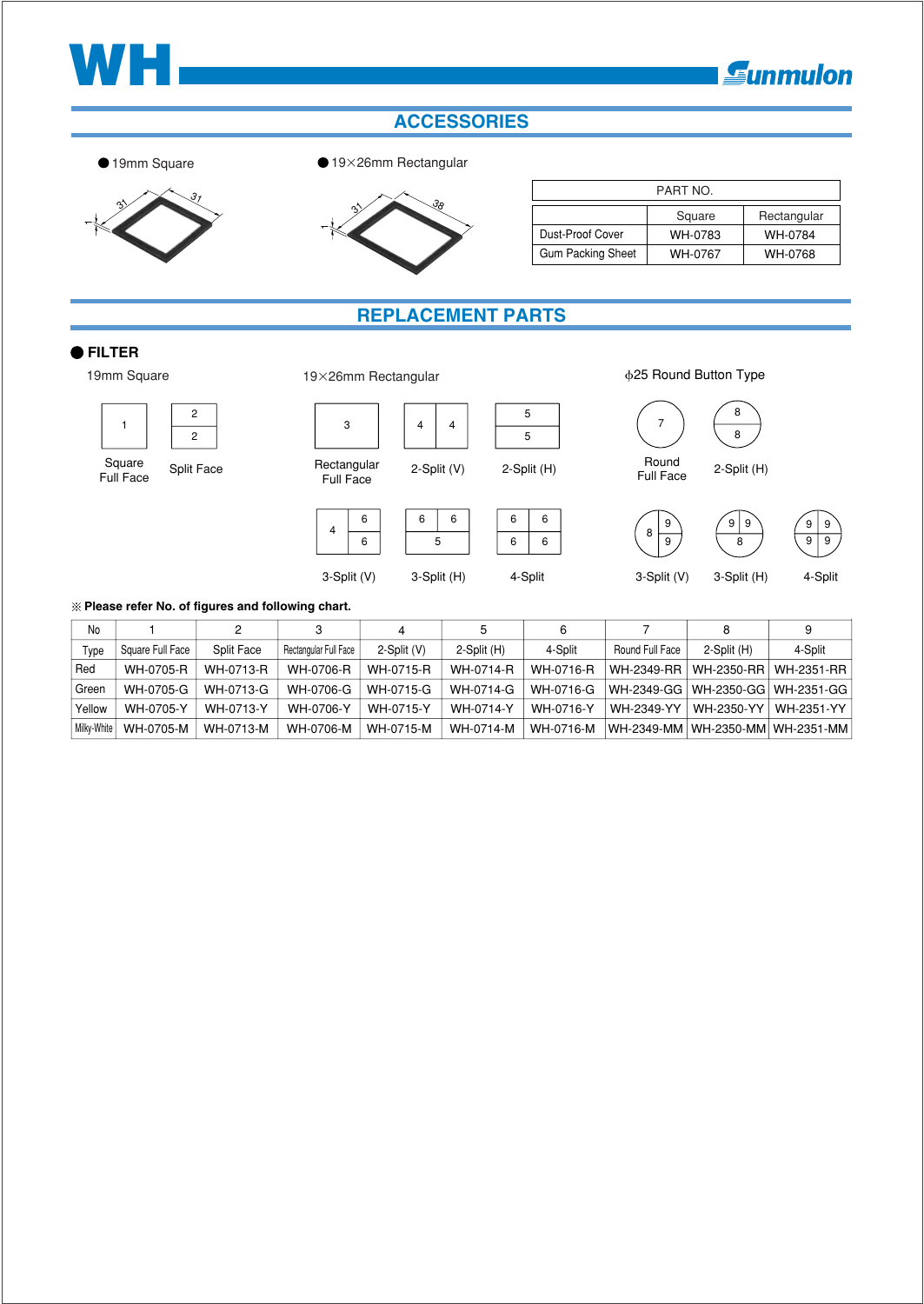# WH

## ACCESSORIES

- 19mm Square
- 19×26mm Rectangular

| PART NO. | | |
|---|---|---|
| | Square | Rectangular |
| Dust-Proof Cover | WH-0783 | WH-0784 |
| Gum Packing Sheet | WH-0767 | WH-0768 |

## REPLACEMENT PARTS

### FILTER

19mm Square: Square Full Face (1), Split Face (2)

19×26mm Rectangular: Rectangular Full Face (3), 2-Split (V) (4), 2-Split (H) (5), 3-Split (V), 3-Split (H), 4-Split (6)

ϕ25 Round Button Type: Round Full Face (7), 2-Split (H) (8), 3-Split (V), 3-Split (H), 4-Split (9)

※ **Please refer No. of figures and following chart.**

| No | 1 | 2 | 3 | 4 | 5 | 6 | 7 | 8 | 9 |
|---|---|---|---|---|---|---|---|---|---|
| Type | Square Full Face | Split Face | Rectangular Full Face | 2-Split (V) | 2-Split (H) | 4-Split | Round Full Face | 2-Split (H) | 4-Split |
| Red | WH-0705-R | WH-0713-R | WH-0706-R | WH-0715-R | WH-0714-R | WH-0716-R | WH-2349-RR | WH-2350-RR | WH-2351-RR |
| Green | WH-0705-G | WH-0713-G | WH-0706-G | WH-0715-G | WH-0714-G | WH-0716-G | WH-2349-GG | WH-2350-GG | WH-2351-GG |
| Yellow | WH-0705-Y | WH-0713-Y | WH-0706-Y | WH-0715-Y | WH-0714-Y | WH-0716-Y | WH-2349-YY | WH-2350-YY | WH-2351-YY |
| Milky-White | WH-0705-M | WH-0713-M | WH-0706-M | WH-0715-M | WH-0714-M | WH-0716-M | WH-2349-MM | WH-2350-MM | WH-2351-MM |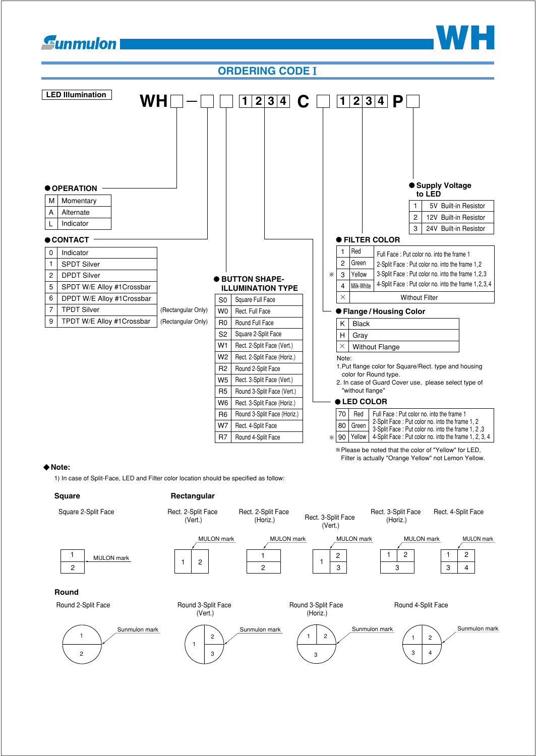# WH

## ORDERING CODE I

**LED Illumination**

**WH □ — □ □ 1 2 3 4 C □ 1 2 3 4 P □**

### ● OPERATION

| | |
|---|---|
| M | Momentary |
| A | Alternate |
| L | Indicator |

### ● CONTACT

| | | |
|---|---|---|
| 0 | Indicator | |
| 1 | SPDT Silver | |
| 2 | DPDT Silver | |
| 5 | SPDT W/E Alloy #1Crossbar | |
| 6 | DPDT W/E Alloy #1Crossbar | |
| 7 | TPDT Silver | (Rectangular Only) |
| 9 | TPDT W/E Alloy #1Crossbar | (Rectangular Only) |

### ● BUTTON SHAPE-ILLUMINATION TYPE

| | |
|---|---|
| S0 | Square Full Face |
| W0 | Rect. Full Face |
| R0 | Round Full Face |
| S2 | Square 2-Split Face |
| W1 | Rect. 2-Split Face (Vert.) |
| W2 | Rect. 2-Split Face (Horiz.) |
| R2 | Round 2-Split Face |
| W5 | Rect. 3-Split Face (Vert.) |
| R5 | Round 3-Split Face (Vert.) |
| W6 | Rect. 3-Split Face (Horiz.) |
| R6 | Round 3-Split Face (Horiz.) |
| W7 | Rect. 4-Split Face |
| R7 | Round 4-Split Face |

### ● Supply Voltage to LED

| | |
|---|---|
| 1 | 5V Built-in Resistor |
| 2 | 12V Built-in Resistor |
| 3 | 24V Built-in Resistor |

### ● FILTER COLOR

| | | | |
|---|---|---|---|
| | 1 | Red | Full Face : Put color no. into the frame 1 |
| | 2 | Green | 2-Split Face : Put color no. into the frame 1,2 |
| ※ | 3 | Yellow | 3-Split Face : Put color no. into the frame 1,2,3 |
| | 4 | Milk-White | 4-Split Face : Put color no. into the frame 1,2,3,4 |
| | × | Without Filter | |

### ● Flange / Housing Color

| | |
|---|---|
| K | Black |
| H | Gray |
| × | Without Flange |

Note:
1. Put flange color for Square/Rect. type and housing color for Round type.
2. In case of Guard Cover use, please select type of "without flange"

### ● LED COLOR

| | | | |
|---|---|---|---|
| | 70 | Red | Full Face : Put color no. into the frame 1 |
| | 80 | Green | 2-Split Face : Put color no. into the frame 1, 2<br>3-Split Face : Put color no. into the frame 1, 2 ,3 |
| ※ | 90 | Yellow | 4-Split Face : Put color no. into the frame 1, 2, 3, 4 |

※Please be noted that the color of "Yellow" for LED, Filter is actually "Orange Yellow" not Lemon Yellow.

### ◆ Note:

1) In case of Split-Face, LED and Filter color location should be specified as follow:

**Square**

Square 2-Split Face: 1 (top), 2 (bottom) — MULON mark

**Rectangular**

Rect. 2-Split Face (Vert.): 1 | 2 — MULON mark

Rect. 2-Split Face (Horiz.): 1 (top), 2 (bottom) — MULON mark

Rect. 3-Split Face (Vert.): 1 | 2 / 3 — MULON mark

Rect. 3-Split Face (Horiz.): 1 | 2 / 3 — MULON mark

Rect. 4-Split Face: 1 | 2 / 3 | 4 — MULON mark

**Round**

Round 2-Split Face: 1 (top), 2 (bottom) — Sunmulon mark

Round 3-Split Face (Vert.): 1 | 2 / 3 — Sunmulon mark

Round 3-Split Face (Horiz.): 1 | 2 / 3 — Sunmulon mark

Round 4-Split Face: 1 | 2 / 3 | 4 — Sunmulon mark